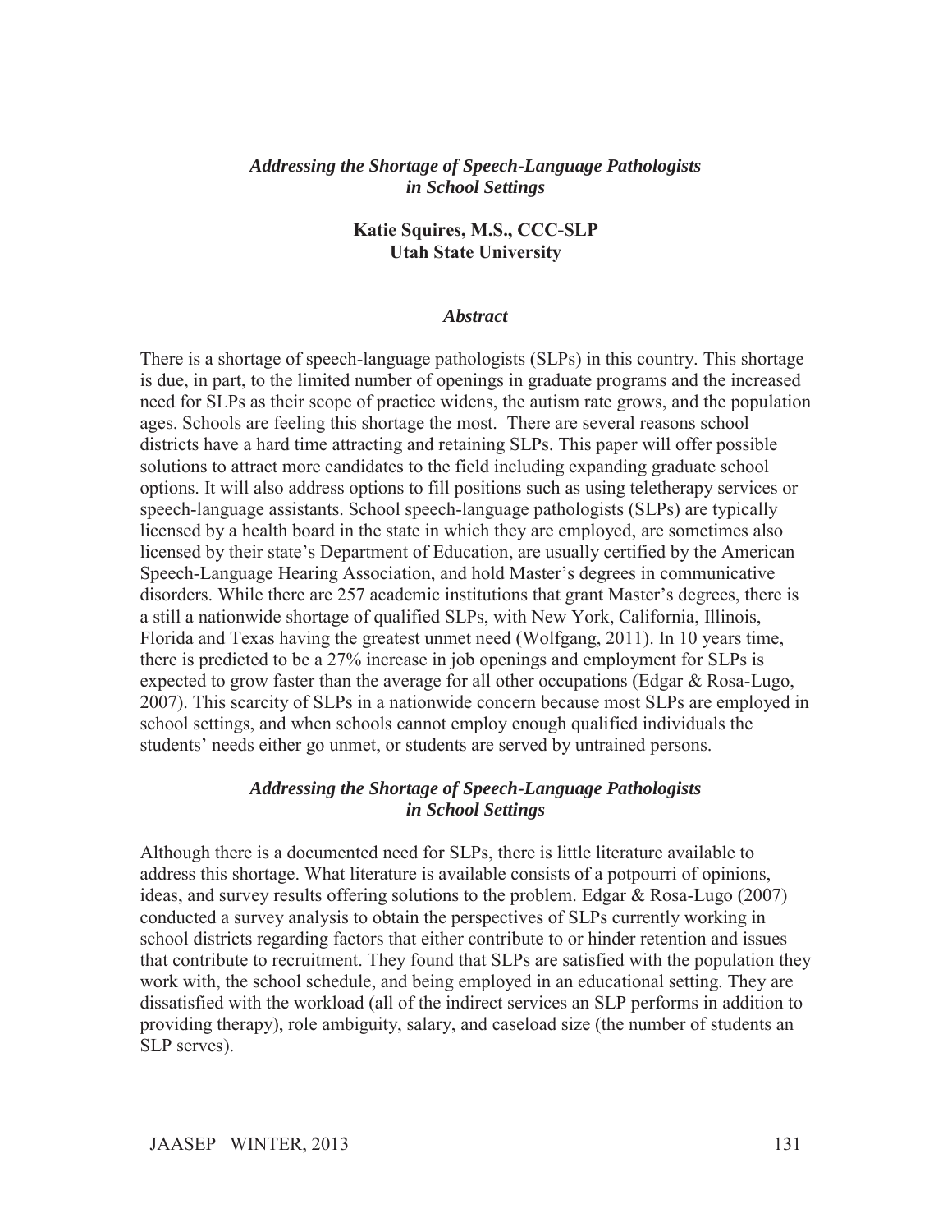# *Addressing the Shortage of Speech-Language Pathologists in School Settings*

**Katie Squires, M.S., CCC-SLP**
**Utah State University**

## *Abstract*

There is a shortage of speech-language pathologists (SLPs) in this country. This shortage is due, in part, to the limited number of openings in graduate programs and the increased need for SLPs as their scope of practice widens, the autism rate grows, and the population ages. Schools are feeling this shortage the most. There are several reasons school districts have a hard time attracting and retaining SLPs. This paper will offer possible solutions to attract more candidates to the field including expanding graduate school options. It will also address options to fill positions such as using teletherapy services or speech-language assistants. School speech-language pathologists (SLPs) are typically licensed by a health board in the state in which they are employed, are sometimes also licensed by their state's Department of Education, are usually certified by the American Speech-Language Hearing Association, and hold Master's degrees in communicative disorders. While there are 257 academic institutions that grant Master's degrees, there is a still a nationwide shortage of qualified SLPs, with New York, California, Illinois, Florida and Texas having the greatest unmet need (Wolfgang, 2011). In 10 years time, there is predicted to be a 27% increase in job openings and employment for SLPs is expected to grow faster than the average for all other occupations (Edgar & Rosa-Lugo, 2007). This scarcity of SLPs in a nationwide concern because most SLPs are employed in school settings, and when schools cannot employ enough qualified individuals the students' needs either go unmet, or students are served by untrained persons.

## *Addressing the Shortage of Speech-Language Pathologists in School Settings*

Although there is a documented need for SLPs, there is little literature available to address this shortage. What literature is available consists of a potpourri of opinions, ideas, and survey results offering solutions to the problem. Edgar & Rosa-Lugo (2007) conducted a survey analysis to obtain the perspectives of SLPs currently working in school districts regarding factors that either contribute to or hinder retention and issues that contribute to recruitment. They found that SLPs are satisfied with the population they work with, the school schedule, and being employed in an educational setting. They are dissatisfied with the workload (all of the indirect services an SLP performs in addition to providing therapy), role ambiguity, salary, and caseload size (the number of students an SLP serves).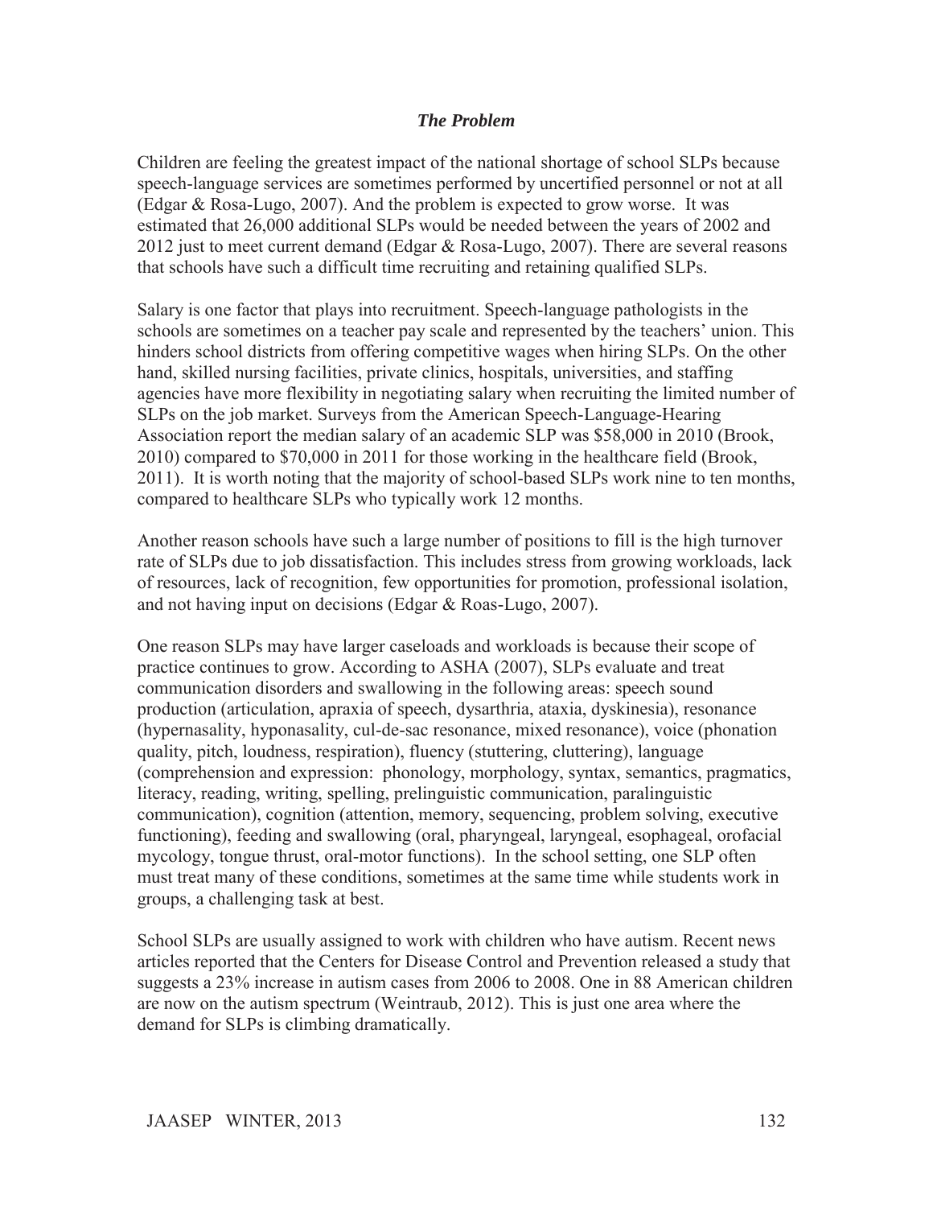### *The Problem*

Children are feeling the greatest impact of the national shortage of school SLPs because speech-language services are sometimes performed by uncertified personnel or not at all (Edgar & Rosa-Lugo, 2007). And the problem is expected to grow worse. It was estimated that 26,000 additional SLPs would be needed between the years of 2002 and 2012 just to meet current demand (Edgar & Rosa-Lugo, 2007). There are several reasons that schools have such a difficult time recruiting and retaining qualified SLPs.

Salary is one factor that plays into recruitment. Speech-language pathologists in the schools are sometimes on a teacher pay scale and represented by the teachers' union. This hinders school districts from offering competitive wages when hiring SLPs. On the other hand, skilled nursing facilities, private clinics, hospitals, universities, and staffing agencies have more flexibility in negotiating salary when recruiting the limited number of SLPs on the job market. Surveys from the American Speech-Language-Hearing Association report the median salary of an academic SLP was $58,000 in 2010 (Brook, 2010) compared to $70,000 in 2011 for those working in the healthcare field (Brook, 2011). It is worth noting that the majority of school-based SLPs work nine to ten months, compared to healthcare SLPs who typically work 12 months.

Another reason schools have such a large number of positions to fill is the high turnover rate of SLPs due to job dissatisfaction. This includes stress from growing workloads, lack of resources, lack of recognition, few opportunities for promotion, professional isolation, and not having input on decisions (Edgar & Roas-Lugo, 2007).

One reason SLPs may have larger caseloads and workloads is because their scope of practice continues to grow. According to ASHA (2007), SLPs evaluate and treat communication disorders and swallowing in the following areas: speech sound production (articulation, apraxia of speech, dysarthria, ataxia, dyskinesia), resonance (hypernasality, hyponasality, cul-de-sac resonance, mixed resonance), voice (phonation quality, pitch, loudness, respiration), fluency (stuttering, cluttering), language (comprehension and expression: phonology, morphology, syntax, semantics, pragmatics, literacy, reading, writing, spelling, prelinguistic communication, paralinguistic communication), cognition (attention, memory, sequencing, problem solving, executive functioning), feeding and swallowing (oral, pharyngeal, laryngeal, esophageal, orofacial mycology, tongue thrust, oral-motor functions). In the school setting, one SLP often must treat many of these conditions, sometimes at the same time while students work in groups, a challenging task at best.

School SLPs are usually assigned to work with children who have autism. Recent news articles reported that the Centers for Disease Control and Prevention released a study that suggests a 23% increase in autism cases from 2006 to 2008. One in 88 American children are now on the autism spectrum (Weintraub, 2012). This is just one area where the demand for SLPs is climbing dramatically.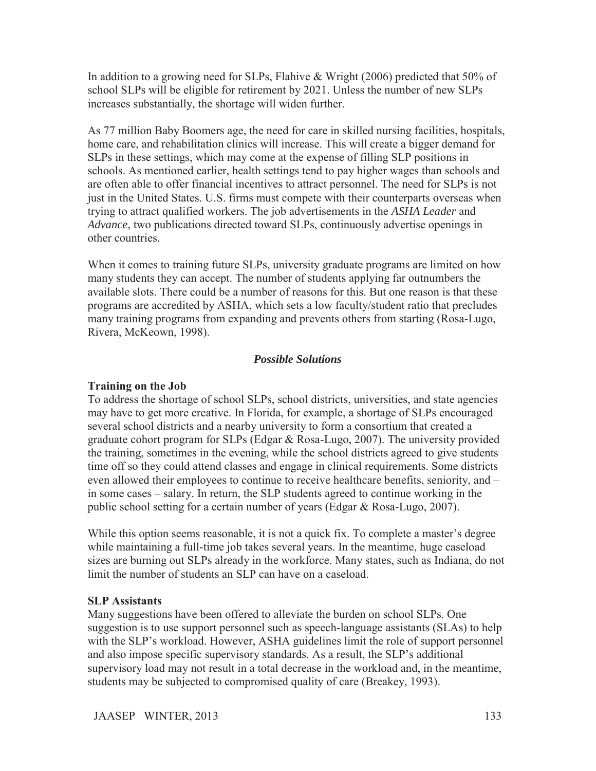In addition to a growing need for SLPs, Flahive & Wright (2006) predicted that 50% of school SLPs will be eligible for retirement by 2021. Unless the number of new SLPs increases substantially, the shortage will widen further.

As 77 million Baby Boomers age, the need for care in skilled nursing facilities, hospitals, home care, and rehabilitation clinics will increase. This will create a bigger demand for SLPs in these settings, which may come at the expense of filling SLP positions in schools. As mentioned earlier, health settings tend to pay higher wages than schools and are often able to offer financial incentives to attract personnel. The need for SLPs is not just in the United States. U.S. firms must compete with their counterparts overseas when trying to attract qualified workers. The job advertisements in the *ASHA Leader* and *Advance*, two publications directed toward SLPs, continuously advertise openings in other countries.

When it comes to training future SLPs, university graduate programs are limited on how many students they can accept. The number of students applying far outnumbers the available slots. There could be a number of reasons for this. But one reason is that these programs are accredited by ASHA, which sets a low faculty/student ratio that precludes many training programs from expanding and prevents others from starting (Rosa-Lugo, Rivera, McKeown, 1998).

## *Possible Solutions*

### Training on the Job

To address the shortage of school SLPs, school districts, universities, and state agencies may have to get more creative. In Florida, for example, a shortage of SLPs encouraged several school districts and a nearby university to form a consortium that created a graduate cohort program for SLPs (Edgar & Rosa-Lugo, 2007). The university provided the training, sometimes in the evening, while the school districts agreed to give students time off so they could attend classes and engage in clinical requirements. Some districts even allowed their employees to continue to receive healthcare benefits, seniority, and – in some cases – salary. In return, the SLP students agreed to continue working in the public school setting for a certain number of years (Edgar & Rosa-Lugo, 2007).

While this option seems reasonable, it is not a quick fix. To complete a master's degree while maintaining a full-time job takes several years. In the meantime, huge caseload sizes are burning out SLPs already in the workforce. Many states, such as Indiana, do not limit the number of students an SLP can have on a caseload.

### SLP Assistants

Many suggestions have been offered to alleviate the burden on school SLPs. One suggestion is to use support personnel such as speech-language assistants (SLAs) to help with the SLP's workload. However, ASHA guidelines limit the role of support personnel and also impose specific supervisory standards. As a result, the SLP's additional supervisory load may not result in a total decrease in the workload and, in the meantime, students may be subjected to compromised quality of care (Breakey, 1993).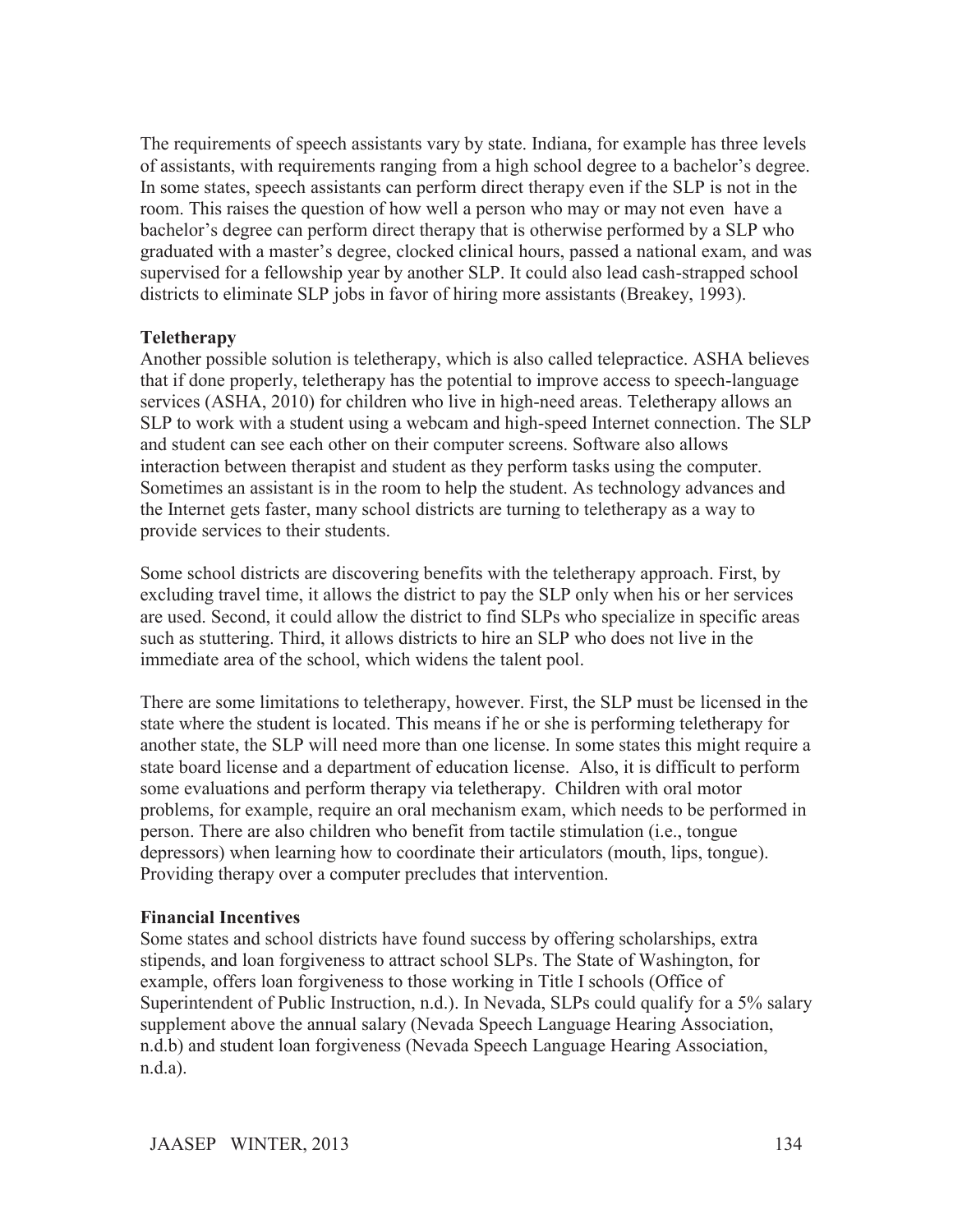The requirements of speech assistants vary by state. Indiana, for example has three levels of assistants, with requirements ranging from a high school degree to a bachelor's degree. In some states, speech assistants can perform direct therapy even if the SLP is not in the room. This raises the question of how well a person who may or may not even have a bachelor's degree can perform direct therapy that is otherwise performed by a SLP who graduated with a master's degree, clocked clinical hours, passed a national exam, and was supervised for a fellowship year by another SLP. It could also lead cash-strapped school districts to eliminate SLP jobs in favor of hiring more assistants (Breakey, 1993).

**Teletherapy**

Another possible solution is teletherapy, which is also called telepractice. ASHA believes that if done properly, teletherapy has the potential to improve access to speech-language services (ASHA, 2010) for children who live in high-need areas. Teletherapy allows an SLP to work with a student using a webcam and high-speed Internet connection. The SLP and student can see each other on their computer screens. Software also allows interaction between therapist and student as they perform tasks using the computer. Sometimes an assistant is in the room to help the student. As technology advances and the Internet gets faster, many school districts are turning to teletherapy as a way to provide services to their students.

Some school districts are discovering benefits with the teletherapy approach. First, by excluding travel time, it allows the district to pay the SLP only when his or her services are used. Second, it could allow the district to find SLPs who specialize in specific areas such as stuttering. Third, it allows districts to hire an SLP who does not live in the immediate area of the school, which widens the talent pool.

There are some limitations to teletherapy, however. First, the SLP must be licensed in the state where the student is located. This means if he or she is performing teletherapy for another state, the SLP will need more than one license. In some states this might require a state board license and a department of education license. Also, it is difficult to perform some evaluations and perform therapy via teletherapy. Children with oral motor problems, for example, require an oral mechanism exam, which needs to be performed in person. There are also children who benefit from tactile stimulation (i.e., tongue depressors) when learning how to coordinate their articulators (mouth, lips, tongue). Providing therapy over a computer precludes that intervention.

**Financial Incentives**

Some states and school districts have found success by offering scholarships, extra stipends, and loan forgiveness to attract school SLPs. The State of Washington, for example, offers loan forgiveness to those working in Title I schools (Office of Superintendent of Public Instruction, n.d.). In Nevada, SLPs could qualify for a 5% salary supplement above the annual salary (Nevada Speech Language Hearing Association, n.d.b) and student loan forgiveness (Nevada Speech Language Hearing Association, n.d.a).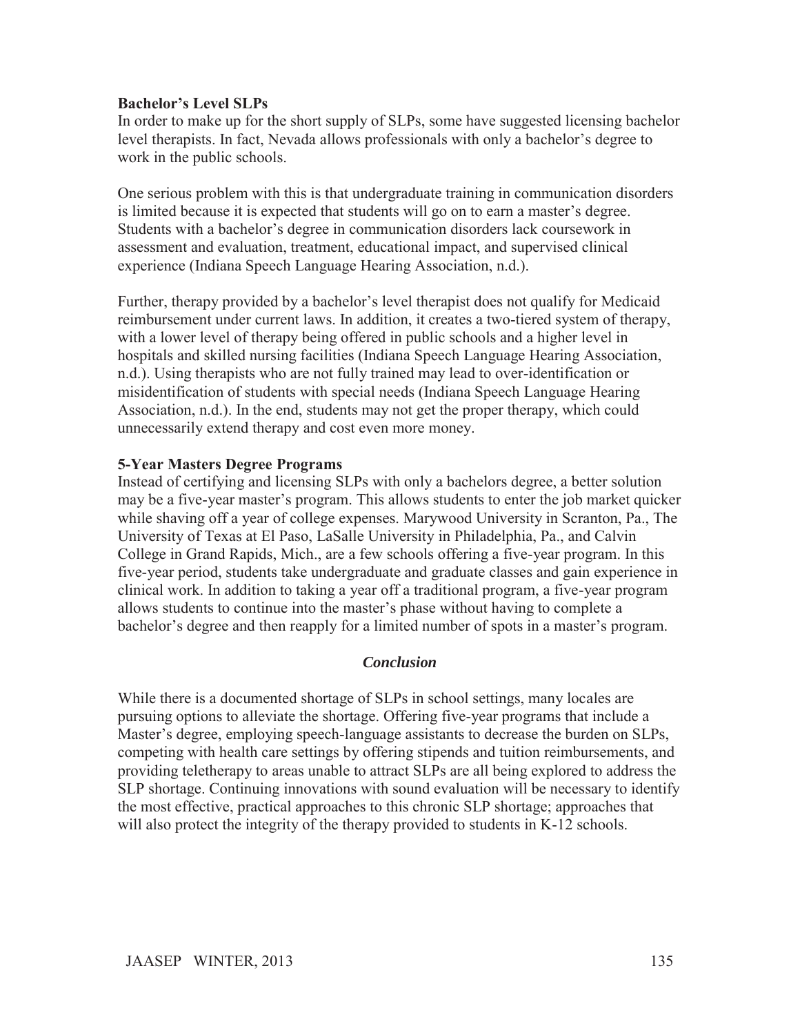### Bachelor's Level SLPs

In order to make up for the short supply of SLPs, some have suggested licensing bachelor level therapists. In fact, Nevada allows professionals with only a bachelor's degree to work in the public schools.

One serious problem with this is that undergraduate training in communication disorders is limited because it is expected that students will go on to earn a master's degree. Students with a bachelor's degree in communication disorders lack coursework in assessment and evaluation, treatment, educational impact, and supervised clinical experience (Indiana Speech Language Hearing Association, n.d.).

Further, therapy provided by a bachelor's level therapist does not qualify for Medicaid reimbursement under current laws. In addition, it creates a two-tiered system of therapy, with a lower level of therapy being offered in public schools and a higher level in hospitals and skilled nursing facilities (Indiana Speech Language Hearing Association, n.d.). Using therapists who are not fully trained may lead to over-identification or misidentification of students with special needs (Indiana Speech Language Hearing Association, n.d.). In the end, students may not get the proper therapy, which could unnecessarily extend therapy and cost even more money.

### 5-Year Masters Degree Programs

Instead of certifying and licensing SLPs with only a bachelors degree, a better solution may be a five-year master's program. This allows students to enter the job market quicker while shaving off a year of college expenses. Marywood University in Scranton, Pa., The University of Texas at El Paso, LaSalle University in Philadelphia, Pa., and Calvin College in Grand Rapids, Mich., are a few schools offering a five-year program. In this five-year period, students take undergraduate and graduate classes and gain experience in clinical work. In addition to taking a year off a traditional program, a five-year program allows students to continue into the master's phase without having to complete a bachelor's degree and then reapply for a limited number of spots in a master's program.

## *Conclusion*

While there is a documented shortage of SLPs in school settings, many locales are pursuing options to alleviate the shortage. Offering five-year programs that include a Master's degree, employing speech-language assistants to decrease the burden on SLPs, competing with health care settings by offering stipends and tuition reimbursements, and providing teletherapy to areas unable to attract SLPs are all being explored to address the SLP shortage. Continuing innovations with sound evaluation will be necessary to identify the most effective, practical approaches to this chronic SLP shortage; approaches that will also protect the integrity of the therapy provided to students in K-12 schools.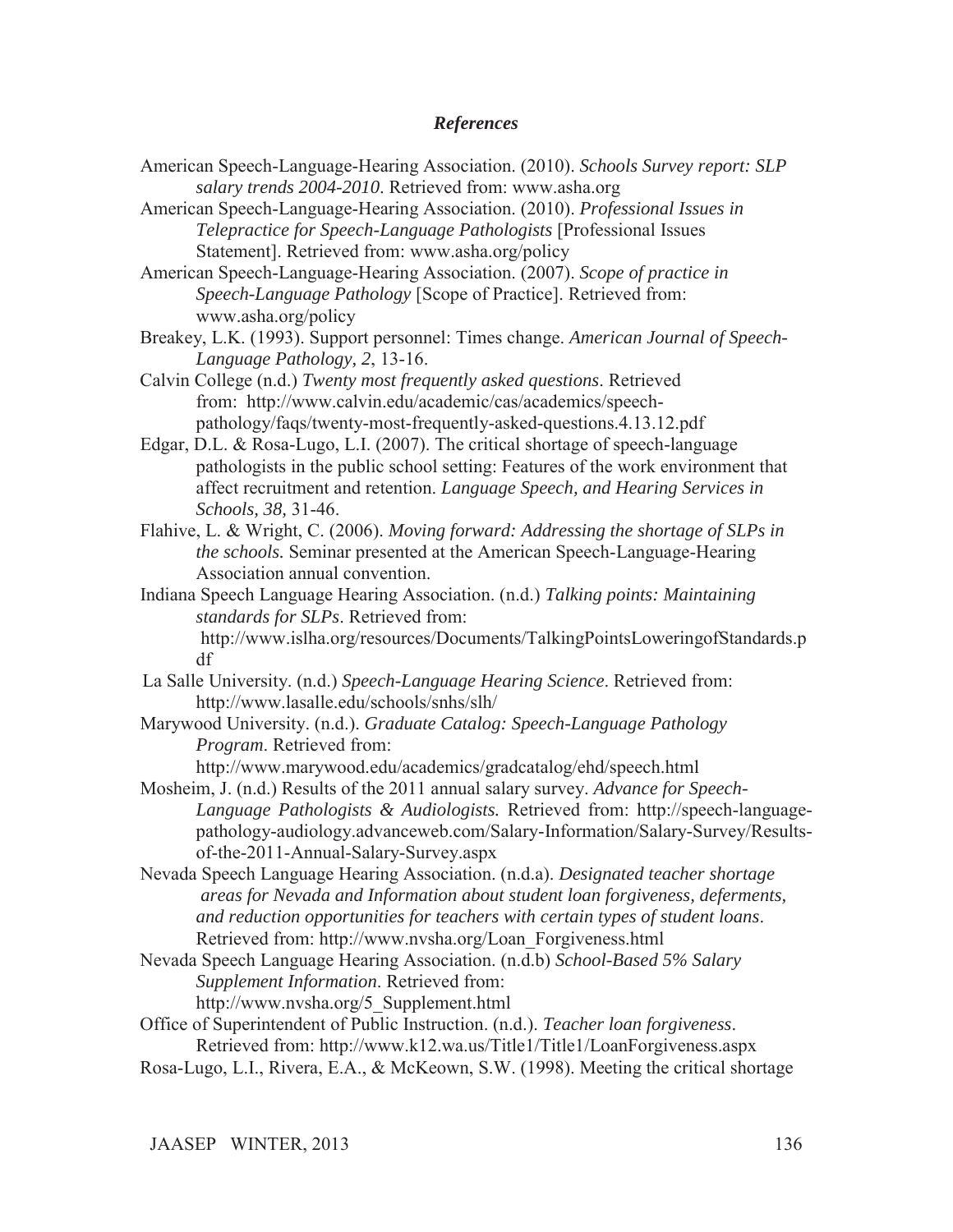## *References*

American Speech-Language-Hearing Association. (2010). *Schools Survey report: SLP salary trends 2004-2010*. Retrieved from: www.asha.org

American Speech-Language-Hearing Association. (2010). *Professional Issues in Telepractice for Speech-Language Pathologists* [Professional Issues Statement]. Retrieved from: www.asha.org/policy

American Speech-Language-Hearing Association. (2007). *Scope of practice in Speech-Language Pathology* [Scope of Practice]. Retrieved from: www.asha.org/policy

Breakey, L.K. (1993). Support personnel: Times change. *American Journal of Speech-Language Pathology, 2*, 13-16.

Calvin College (n.d.) *Twenty most frequently asked questions*. Retrieved from: http://www.calvin.edu/academic/cas/academics/speech-pathology/faqs/twenty-most-frequently-asked-questions.4.13.12.pdf

Edgar, D.L. & Rosa-Lugo, L.I. (2007). The critical shortage of speech-language pathologists in the public school setting: Features of the work environment that affect recruitment and retention. *Language Speech, and Hearing Services in Schools, 38,* 31-46.

Flahive, L. & Wright, C. (2006). *Moving forward: Addressing the shortage of SLPs in the schools.* Seminar presented at the American Speech-Language-Hearing Association annual convention.

Indiana Speech Language Hearing Association. (n.d.) *Talking points: Maintaining standards for SLPs*. Retrieved from: http://www.islha.org/resources/Documents/TalkingPointsLoweringofStandards.pdf

La Salle University. (n.d.) *Speech-Language Hearing Science*. Retrieved from: http://www.lasalle.edu/schools/snhs/slh/

Marywood University. (n.d.). *Graduate Catalog: Speech-Language Pathology Program*. Retrieved from: http://www.marywood.edu/academics/gradcatalog/ehd/speech.html

Mosheim, J. (n.d.) Results of the 2011 annual salary survey. *Advance for Speech-Language Pathologists & Audiologists.* Retrieved from: http://speech-language-pathology-audiology.advanceweb.com/Salary-Information/Salary-Survey/Results-of-the-2011-Annual-Salary-Survey.aspx

Nevada Speech Language Hearing Association. (n.d.a). *Designated teacher shortage areas for Nevada and Information about student loan forgiveness, deferments, and reduction opportunities for teachers with certain types of student loans*. Retrieved from: http://www.nvsha.org/Loan_Forgiveness.html

Nevada Speech Language Hearing Association. (n.d.b) *School-Based 5% Salary Supplement Information*. Retrieved from: http://www.nvsha.org/5_Supplement.html

Office of Superintendent of Public Instruction. (n.d.). *Teacher loan forgiveness*. Retrieved from: http://www.k12.wa.us/Title1/Title1/LoanForgiveness.aspx

Rosa-Lugo, L.I., Rivera, E.A., & McKeown, S.W. (1998). Meeting the critical shortage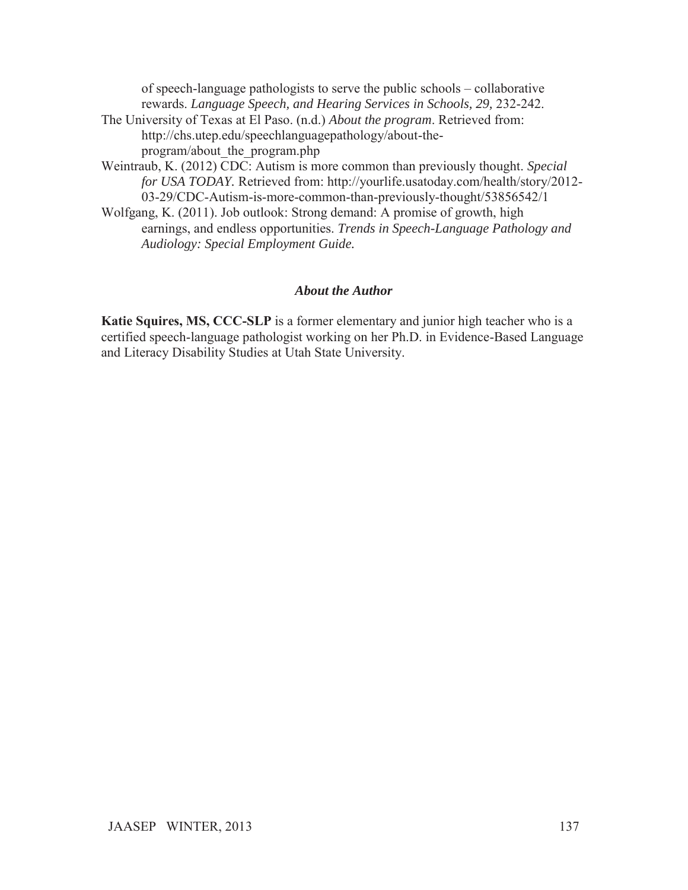of speech-language pathologists to serve the public schools – collaborative rewards. *Language Speech, and Hearing Services in Schools, 29,* 232-242.

The University of Texas at El Paso. (n.d.) *About the program*. Retrieved from: http://chs.utep.edu/speechlanguagepathology/about-the-program/about_the_program.php

Weintraub, K. (2012) CDC: Autism is more common than previously thought. *Special for USA TODAY.* Retrieved from: http://yourlife.usatoday.com/health/story/2012-03-29/CDC-Autism-is-more-common-than-previously-thought/53856542/1

Wolfgang, K. (2011). Job outlook: Strong demand: A promise of growth, high earnings, and endless opportunities. *Trends in Speech-Language Pathology and Audiology: Special Employment Guide.*

### *About the Author*

**Katie Squires, MS, CCC-SLP** is a former elementary and junior high teacher who is a certified speech-language pathologist working on her Ph.D. in Evidence-Based Language and Literacy Disability Studies at Utah State University.